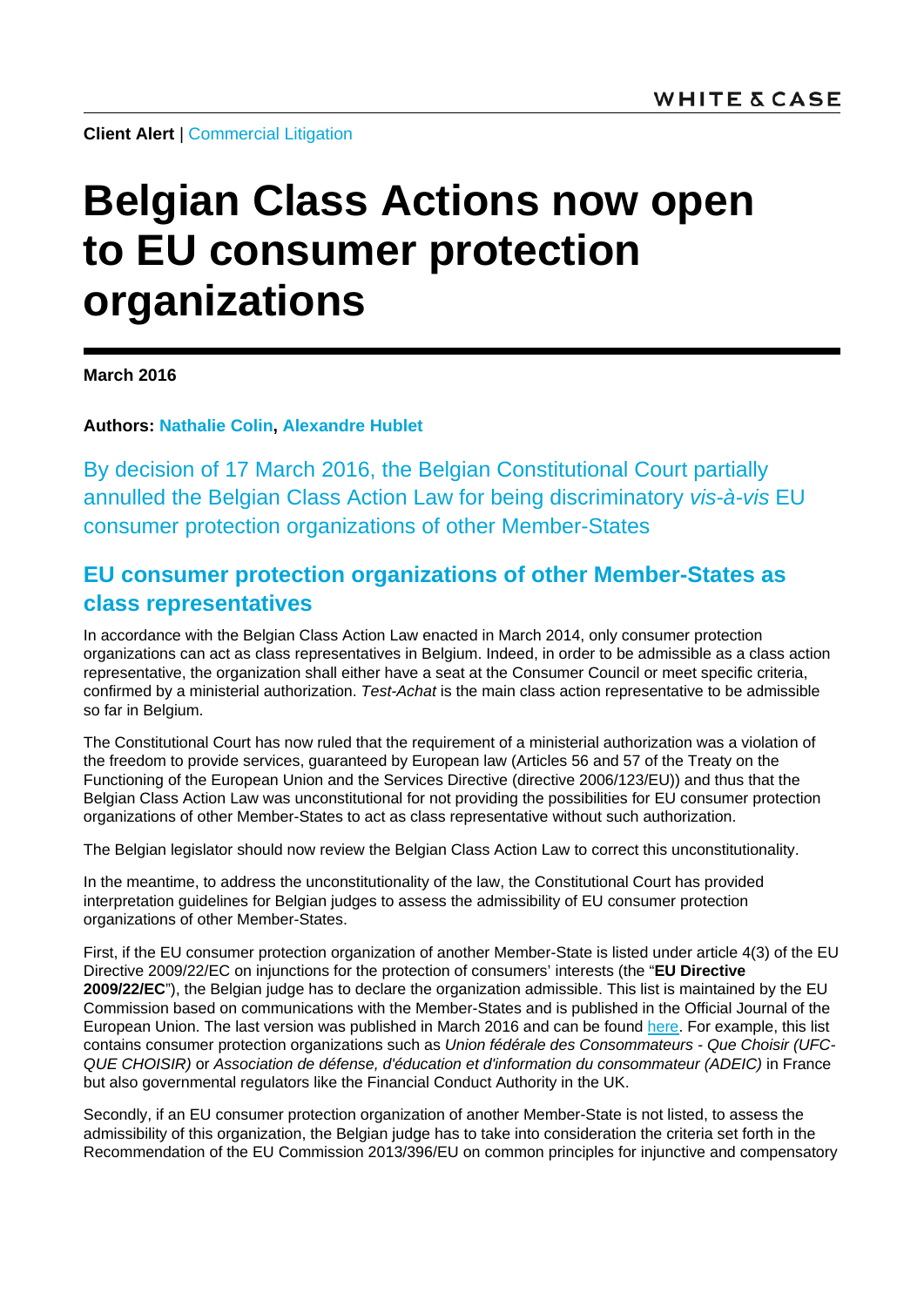**Client Alert** | Commercial Litigation

# Belgian Class Actions now open to EU consumer protection organizations

**March 2016**

**Authors: Nathalie Colin, Alexandre Hublet**

By decision of 17 March 2016, the Belgian Constitutional Court partially annulled the Belgian Class Action Law for being discriminatory *vis-à-vis* EU consumer protection organizations of other Member-States

## EU consumer protection organizations of other Member-States as class representatives

In accordance with the Belgian Class Action Law enacted in March 2014, only consumer protection organizations can act as class representatives in Belgium. Indeed, in order to be admissible as a class action representative, the organization shall either have a seat at the Consumer Council or meet specific criteria, confirmed by a ministerial authorization. *Test-Achat* is the main class action representative to be admissible so far in Belgium.

The Constitutional Court has now ruled that the requirement of a ministerial authorization was a violation of the freedom to provide services, guaranteed by European law (Articles 56 and 57 of the Treaty on the Functioning of the European Union and the Services Directive (directive 2006/123/EU)) and thus that the Belgian Class Action Law was unconstitutional for not providing the possibilities for EU consumer protection organizations of other Member-States to act as class representative without such authorization.

The Belgian legislator should now review the Belgian Class Action Law to correct this unconstitutionality.

In the meantime, to address the unconstitutionality of the law, the Constitutional Court has provided interpretation guidelines for Belgian judges to assess the admissibility of EU consumer protection organizations of other Member-States.

First, if the EU consumer protection organization of another Member-State is listed under article 4(3) of the EU Directive 2009/22/EC on injunctions for the protection of consumers' interests (the "**EU Directive 2009/22/EC**"), the Belgian judge has to declare the organization admissible. This list is maintained by the EU Commission based on communications with the Member-States and is published in the Official Journal of the European Union. The last version was published in March 2016 and can be found here. For example, this list contains consumer protection organizations such as *Union fédérale des Consommateurs - Que Choisir (UFC-QUE CHOISIR)* or *Association de défense, d'éducation et d'information du consommateur (ADEIC)* in France but also governmental regulators like the Financial Conduct Authority in the UK.

Secondly, if an EU consumer protection organization of another Member-State is not listed, to assess the admissibility of this organization, the Belgian judge has to take into consideration the criteria set forth in the Recommendation of the EU Commission 2013/396/EU on common principles for injunctive and compensatory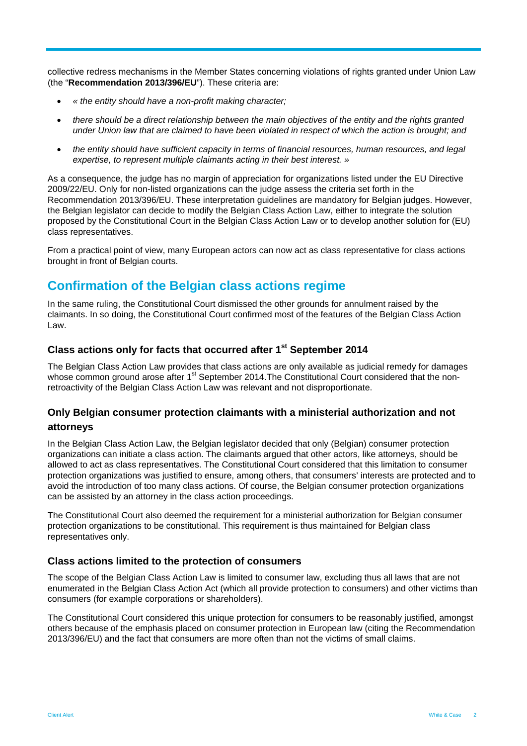collective redress mechanisms in the Member States concerning violations of rights granted under Union Law (the "**Recommendation 2013/396/EU**"). These criteria are:

- *« the entity should have a non-profit making character;*
- *there should be a direct relationship between the main objectives of the entity and the rights granted under Union law that are claimed to have been violated in respect of which the action is brought; and*
- *the entity should have sufficient capacity in terms of financial resources, human resources, and legal expertise, to represent multiple claimants acting in their best interest. »*

As a consequence, the judge has no margin of appreciation for organizations listed under the EU Directive 2009/22/EU. Only for non-listed organizations can the judge assess the criteria set forth in the Recommendation 2013/396/EU. These interpretation guidelines are mandatory for Belgian judges. However, the Belgian legislator can decide to modify the Belgian Class Action Law, either to integrate the solution proposed by the Constitutional Court in the Belgian Class Action Law or to develop another solution for (EU) class representatives.

From a practical point of view, many European actors can now act as class representative for class actions brought in front of Belgian courts.

## Confirmation of the Belgian class actions regime

In the same ruling, the Constitutional Court dismissed the other grounds for annulment raised by the claimants. In so doing, the Constitutional Court confirmed most of the features of the Belgian Class Action Law.

### Class actions only for facts that occurred after 1st September 2014

The Belgian Class Action Law provides that class actions are only available as judicial remedy for damages whose common ground arose after 1st September 2014.The Constitutional Court considered that the non-retroactivity of the Belgian Class Action Law was relevant and not disproportionate.

### Only Belgian consumer protection claimants with a ministerial authorization and not attorneys

In the Belgian Class Action Law, the Belgian legislator decided that only (Belgian) consumer protection organizations can initiate a class action. The claimants argued that other actors, like attorneys, should be allowed to act as class representatives. The Constitutional Court considered that this limitation to consumer protection organizations was justified to ensure, among others, that consumers' interests are protected and to avoid the introduction of too many class actions. Of course, the Belgian consumer protection organizations can be assisted by an attorney in the class action proceedings.

The Constitutional Court also deemed the requirement for a ministerial authorization for Belgian consumer protection organizations to be constitutional. This requirement is thus maintained for Belgian class representatives only.

### Class actions limited to the protection of consumers

The scope of the Belgian Class Action Law is limited to consumer law, excluding thus all laws that are not enumerated in the Belgian Class Action Act (which all provide protection to consumers) and other victims than consumers (for example corporations or shareholders).

The Constitutional Court considered this unique protection for consumers to be reasonably justified, amongst others because of the emphasis placed on consumer protection in European law (citing the Recommendation 2013/396/EU) and the fact that consumers are more often than not the victims of small claims.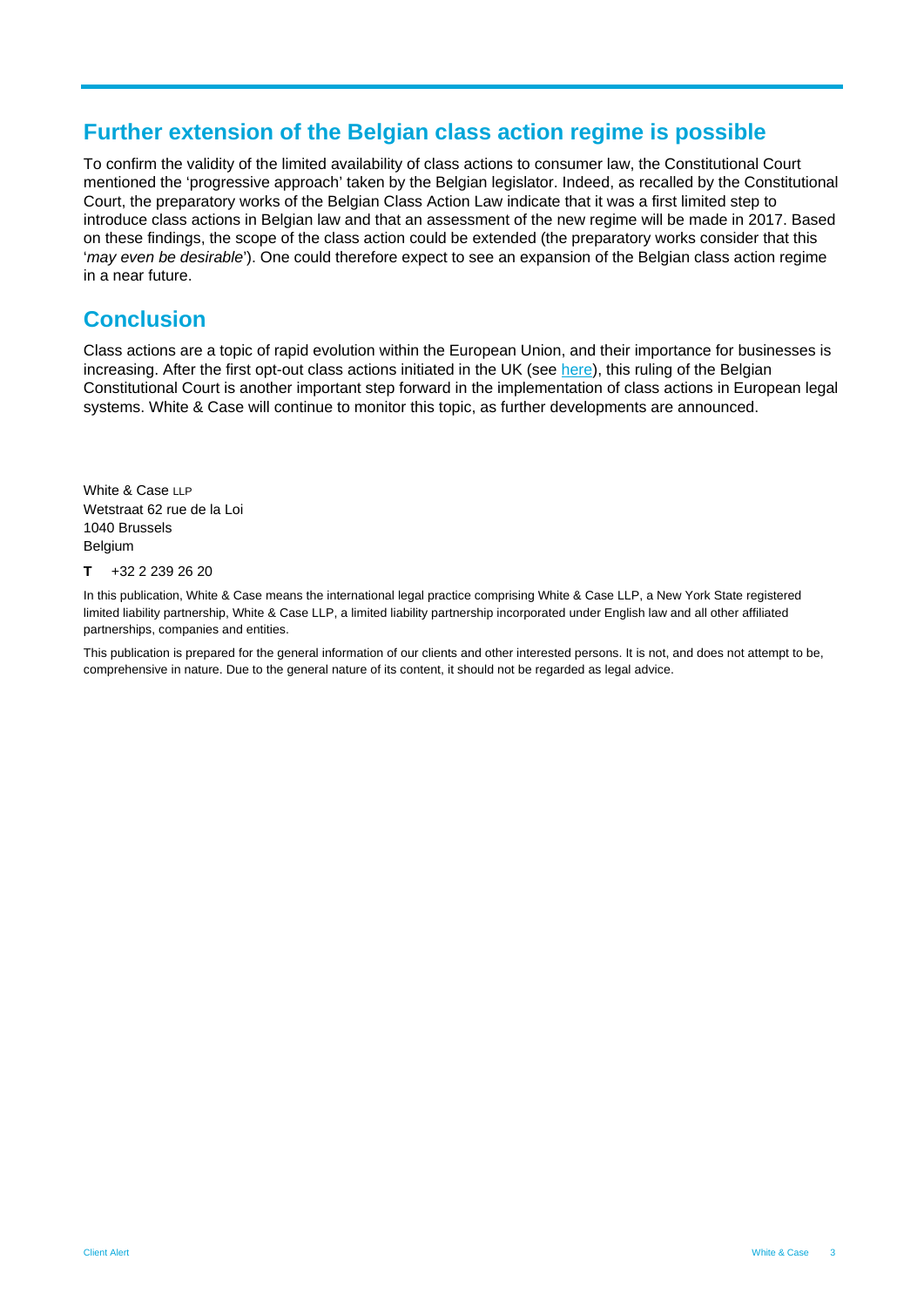## Further extension of the Belgian class action regime is possible

To confirm the validity of the limited availability of class actions to consumer law, the Constitutional Court mentioned the 'progressive approach' taken by the Belgian legislator. Indeed, as recalled by the Constitutional Court, the preparatory works of the Belgian Class Action Law indicate that it was a first limited step to introduce class actions in Belgian law and that an assessment of the new regime will be made in 2017. Based on these findings, the scope of the class action could be extended (the preparatory works consider that this '*may even be desirable*'). One could therefore expect to see an expansion of the Belgian class action regime in a near future.

## Conclusion

Class actions are a topic of rapid evolution within the European Union, and their importance for businesses is increasing. After the first opt-out class actions initiated in the UK (see here), this ruling of the Belgian Constitutional Court is another important step forward in the implementation of class actions in European legal systems. White & Case will continue to monitor this topic, as further developments are announced.

White & Case LLP
Wetstraat 62 rue de la Loi
1040 Brussels
Belgium

**T** +32 2 239 26 20

In this publication, White & Case means the international legal practice comprising White & Case LLP, a New York State registered limited liability partnership, White & Case LLP, a limited liability partnership incorporated under English law and all other affiliated partnerships, companies and entities.

This publication is prepared for the general information of our clients and other interested persons. It is not, and does not attempt to be, comprehensive in nature. Due to the general nature of its content, it should not be regarded as legal advice.